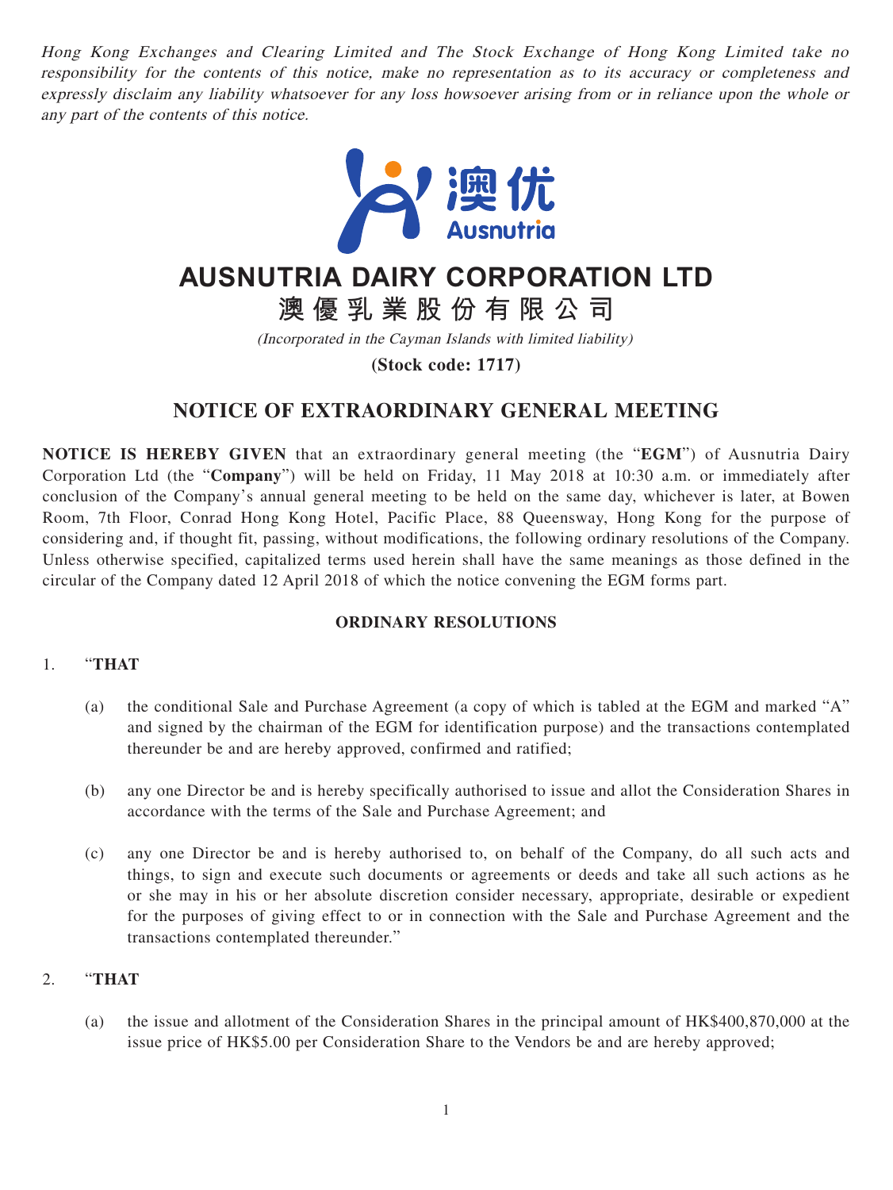*Hong Kong Exchanges and Clearing Limited and The Stock Exchange of Hong Kong Limited take no responsibility for the contents of this notice, make no representation as to its accuracy or completeness and expressly disclaim any liability whatsoever for any loss howsoever arising from or in reliance upon the whole or any part of the contents of this notice.*

澳优
Ausnutria

# AUSNUTRIA DAIRY CORPORATION LTD
# 澳優乳業股份有限公司

*(Incorporated in the Cayman Islands with limited liability)*

**(Stock code: 1717)**

## NOTICE OF EXTRAORDINARY GENERAL MEETING

**NOTICE IS HEREBY GIVEN** that an extraordinary general meeting (the "**EGM**") of Ausnutria Dairy Corporation Ltd (the "**Company**") will be held on Friday, 11 May 2018 at 10:30 a.m. or immediately after conclusion of the Company's annual general meeting to be held on the same day, whichever is later, at Bowen Room, 7th Floor, Conrad Hong Kong Hotel, Pacific Place, 88 Queensway, Hong Kong for the purpose of considering and, if thought fit, passing, without modifications, the following ordinary resolutions of the Company. Unless otherwise specified, capitalized terms used herein shall have the same meanings as those defined in the circular of the Company dated 12 April 2018 of which the notice convening the EGM forms part.

**ORDINARY RESOLUTIONS**

1. "**THAT**

   (a) the conditional Sale and Purchase Agreement (a copy of which is tabled at the EGM and marked "A" and signed by the chairman of the EGM for identification purpose) and the transactions contemplated thereunder be and are hereby approved, confirmed and ratified;

   (b) any one Director be and is hereby specifically authorised to issue and allot the Consideration Shares in accordance with the terms of the Sale and Purchase Agreement; and

   (c) any one Director be and is hereby authorised to, on behalf of the Company, do all such acts and things, to sign and execute such documents or agreements or deeds and take all such actions as he or she may in his or her absolute discretion consider necessary, appropriate, desirable or expedient for the purposes of giving effect to or in connection with the Sale and Purchase Agreement and the transactions contemplated thereunder."

2. "**THAT**

   (a) the issue and allotment of the Consideration Shares in the principal amount of HK$400,870,000 at the issue price of HK$5.00 per Consideration Share to the Vendors be and are hereby approved;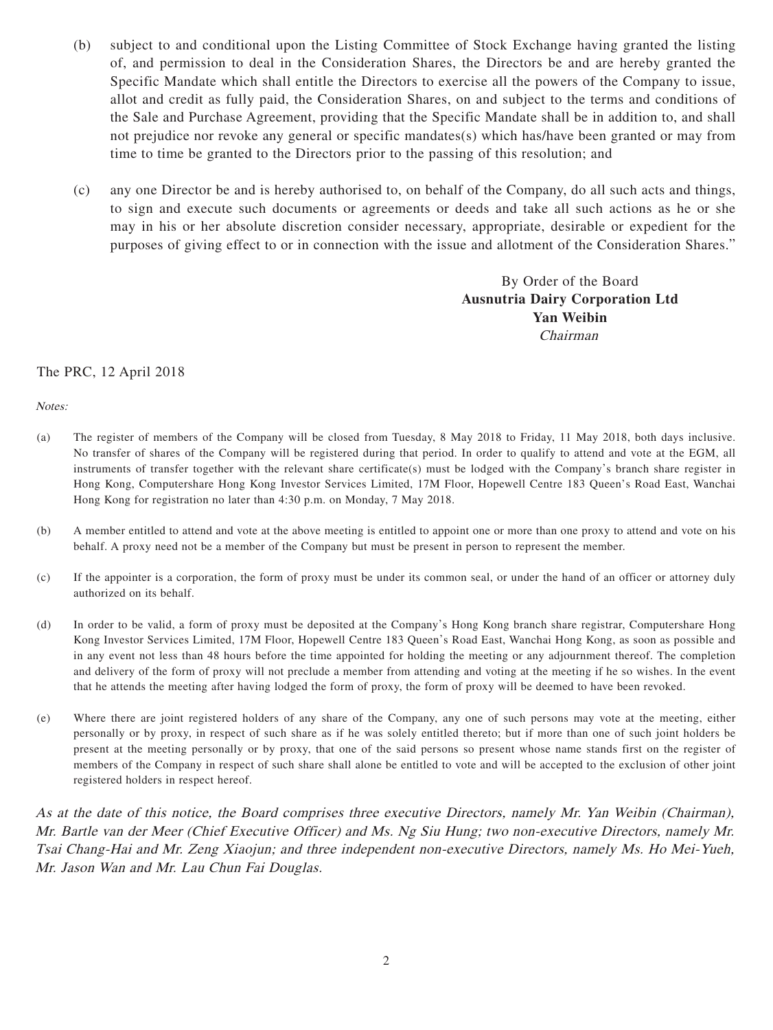(b) subject to and conditional upon the Listing Committee of Stock Exchange having granted the listing of, and permission to deal in the Consideration Shares, the Directors be and are hereby granted the Specific Mandate which shall entitle the Directors to exercise all the powers of the Company to issue, allot and credit as fully paid, the Consideration Shares, on and subject to the terms and conditions of the Sale and Purchase Agreement, providing that the Specific Mandate shall be in addition to, and shall not prejudice nor revoke any general or specific mandates(s) which has/have been granted or may from time to time be granted to the Directors prior to the passing of this resolution; and

(c) any one Director be and is hereby authorised to, on behalf of the Company, do all such acts and things, to sign and execute such documents or agreements or deeds and take all such actions as he or she may in his or her absolute discretion consider necessary, appropriate, desirable or expedient for the purposes of giving effect to or in connection with the issue and allotment of the Consideration Shares."

By Order of the Board
**Ausnutria Dairy Corporation Ltd**
**Yan Weibin**
*Chairman*

The PRC, 12 April 2018

*Notes:*

(a) The register of members of the Company will be closed from Tuesday, 8 May 2018 to Friday, 11 May 2018, both days inclusive. No transfer of shares of the Company will be registered during that period. In order to qualify to attend and vote at the EGM, all instruments of transfer together with the relevant share certificate(s) must be lodged with the Company's branch share register in Hong Kong, Computershare Hong Kong Investor Services Limited, 17M Floor, Hopewell Centre 183 Queen's Road East, Wanchai Hong Kong for registration no later than 4:30 p.m. on Monday, 7 May 2018.

(b) A member entitled to attend and vote at the above meeting is entitled to appoint one or more than one proxy to attend and vote on his behalf. A proxy need not be a member of the Company but must be present in person to represent the member.

(c) If the appointer is a corporation, the form of proxy must be under its common seal, or under the hand of an officer or attorney duly authorized on its behalf.

(d) In order to be valid, a form of proxy must be deposited at the Company's Hong Kong branch share registrar, Computershare Hong Kong Investor Services Limited, 17M Floor, Hopewell Centre 183 Queen's Road East, Wanchai Hong Kong, as soon as possible and in any event not less than 48 hours before the time appointed for holding the meeting or any adjournment thereof. The completion and delivery of the form of proxy will not preclude a member from attending and voting at the meeting if he so wishes. In the event that he attends the meeting after having lodged the form of proxy, the form of proxy will be deemed to have been revoked.

(e) Where there are joint registered holders of any share of the Company, any one of such persons may vote at the meeting, either personally or by proxy, in respect of such share as if he was solely entitled thereto; but if more than one of such joint holders be present at the meeting personally or by proxy, that one of the said persons so present whose name stands first on the register of members of the Company in respect of such share shall alone be entitled to vote and will be accepted to the exclusion of other joint registered holders in respect hereof.

*As at the date of this notice, the Board comprises three executive Directors, namely Mr. Yan Weibin (Chairman), Mr. Bartle van der Meer (Chief Executive Officer) and Ms. Ng Siu Hung; two non-executive Directors, namely Mr. Tsai Chang-Hai and Mr. Zeng Xiaojun; and three independent non-executive Directors, namely Ms. Ho Mei-Yueh, Mr. Jason Wan and Mr. Lau Chun Fai Douglas.*